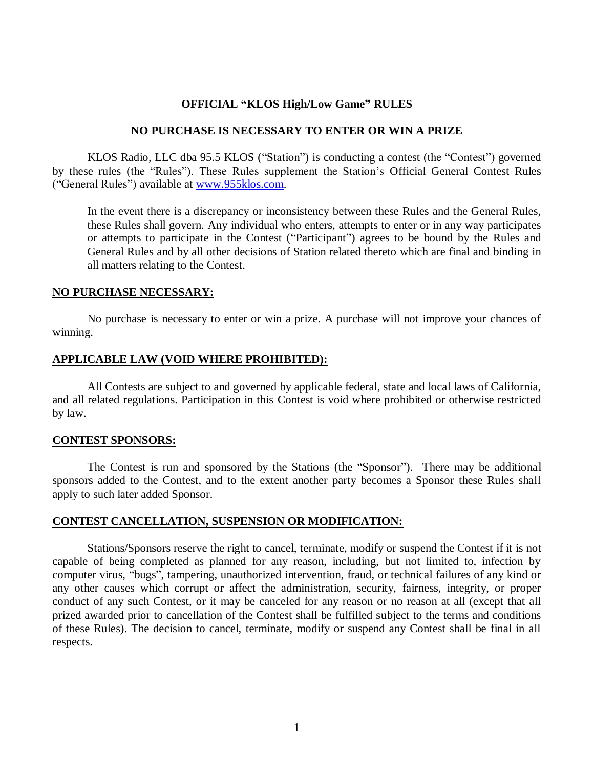**OFFICIAL "KLOS High/Low Game" RULES**

**NO PURCHASE IS NECESSARY TO ENTER OR WIN A PRIZE**

KLOS Radio, LLC dba 95.5 KLOS ("Station") is conducting a contest (the "Contest") governed by these rules (the "Rules"). These Rules supplement the Station's Official General Contest Rules ("General Rules") available at [www.955klos.com](http://www.955klos.com).

In the event there is a discrepancy or inconsistency between these Rules and the General Rules, these Rules shall govern. Any individual who enters, attempts to enter or in any way participates or attempts to participate in the Contest ("Participant") agrees to be bound by the Rules and General Rules and by all other decisions of Station related thereto which are final and binding in all matters relating to the Contest.

**NO PURCHASE NECESSARY:**

No purchase is necessary to enter or win a prize. A purchase will not improve your chances of winning.

**APPLICABLE LAW (VOID WHERE PROHIBITED):**

All Contests are subject to and governed by applicable federal, state and local laws of California, and all related regulations. Participation in this Contest is void where prohibited or otherwise restricted by law.

**CONTEST SPONSORS:**

The Contest is run and sponsored by the Stations (the "Sponsor"). There may be additional sponsors added to the Contest, and to the extent another party becomes a Sponsor these Rules shall apply to such later added Sponsor.

**CONTEST CANCELLATION, SUSPENSION OR MODIFICATION:**

Stations/Sponsors reserve the right to cancel, terminate, modify or suspend the Contest if it is not capable of being completed as planned for any reason, including, but not limited to, infection by computer virus, "bugs", tampering, unauthorized intervention, fraud, or technical failures of any kind or any other causes which corrupt or affect the administration, security, fairness, integrity, or proper conduct of any such Contest, or it may be canceled for any reason or no reason at all (except that all prized awarded prior to cancellation of the Contest shall be fulfilled subject to the terms and conditions of these Rules). The decision to cancel, terminate, modify or suspend any Contest shall be final in all respects.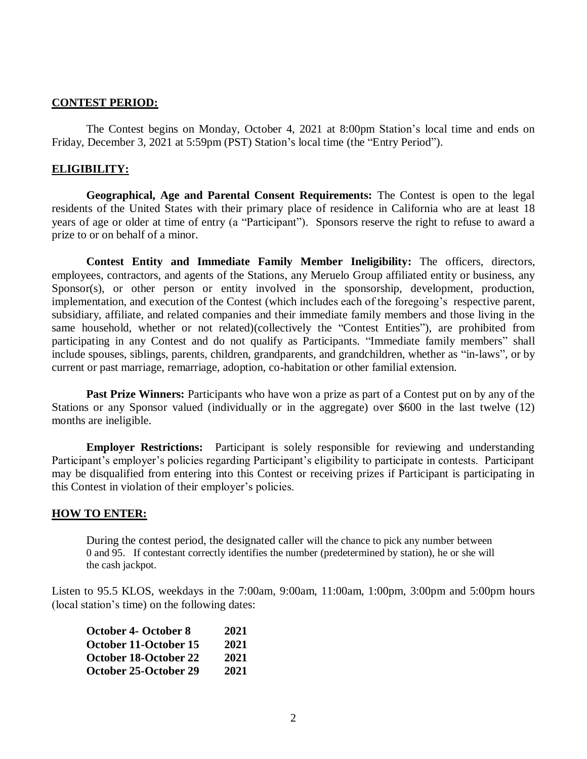**CONTEST PERIOD:**

The Contest begins on Monday, October 4, 2021 at 8:00pm Station's local time and ends on Friday, December 3, 2021 at 5:59pm (PST) Station's local time (the "Entry Period").

**ELIGIBILITY:**

**Geographical, Age and Parental Consent Requirements:** The Contest is open to the legal residents of the United States with their primary place of residence in California who are at least 18 years of age or older at time of entry (a "Participant"). Sponsors reserve the right to refuse to award a prize to or on behalf of a minor.

**Contest Entity and Immediate Family Member Ineligibility:** The officers, directors, employees, contractors, and agents of the Stations, any Meruelo Group affiliated entity or business, any Sponsor(s), or other person or entity involved in the sponsorship, development, production, implementation, and execution of the Contest (which includes each of the foregoing's respective parent, subsidiary, affiliate, and related companies and their immediate family members and those living in the same household, whether or not related)(collectively the "Contest Entities"), are prohibited from participating in any Contest and do not qualify as Participants. "Immediate family members" shall include spouses, siblings, parents, children, grandparents, and grandchildren, whether as "in-laws", or by current or past marriage, remarriage, adoption, co-habitation or other familial extension.

**Past Prize Winners:** Participants who have won a prize as part of a Contest put on by any of the Stations or any Sponsor valued (individually or in the aggregate) over $600 in the last twelve (12) months are ineligible.

**Employer Restrictions:** Participant is solely responsible for reviewing and understanding Participant's employer's policies regarding Participant's eligibility to participate in contests. Participant may be disqualified from entering into this Contest or receiving prizes if Participant is participating in this Contest in violation of their employer's policies.

**HOW TO ENTER:**

During the contest period, the designated caller will the chance to pick any number between 0 and 95. If contestant correctly identifies the number (predetermined by station), he or she will the cash jackpot.

Listen to 95.5 KLOS, weekdays in the 7:00am, 9:00am, 11:00am, 1:00pm, 3:00pm and 5:00pm hours (local station's time) on the following dates:

| | |
|---|---|
| **October 4- October 8** | **2021** |
| **October 11-October 15** | **2021** |
| **October 18-October 22** | **2021** |
| **October 25-October 29** | **2021** |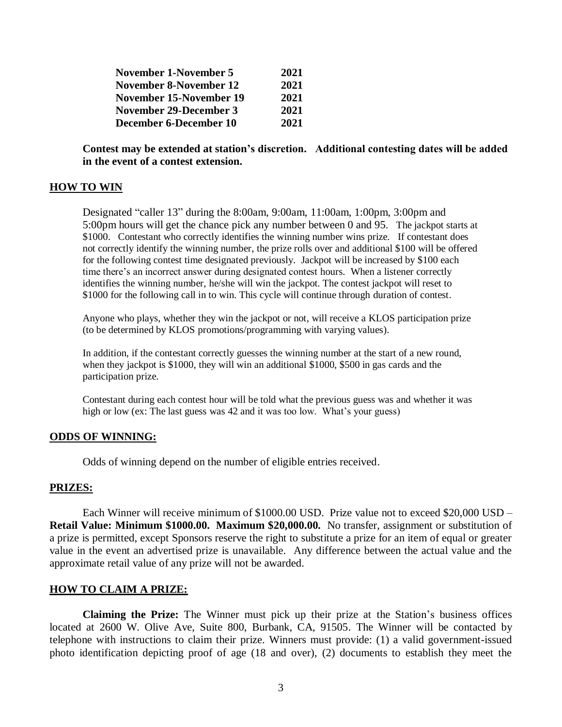| | |
|---|---|
| **November 1-November 5** | **2021** |
| **November 8-November 12** | **2021** |
| **November 15-November 19** | **2021** |
| **November 29-December 3** | **2021** |
| **December 6-December 10** | **2021** |

**Contest may be extended at station's discretion. Additional contesting dates will be added in the event of a contest extension.**

## HOW TO WIN

Designated "caller 13" during the 8:00am, 9:00am, 11:00am, 1:00pm, 3:00pm and 5:00pm hours will get the chance pick any number between 0 and 95. The jackpot starts at $1000. Contestant who correctly identifies the winning number wins prize. If contestant does not correctly identify the winning number, the prize rolls over and additional $100 will be offered for the following contest time designated previously. Jackpot will be increased by $100 each time there's an incorrect answer during designated contest hours. When a listener correctly identifies the winning number, he/she will win the jackpot. The contest jackpot will reset to $1000 for the following call in to win. This cycle will continue through duration of contest.

Anyone who plays, whether they win the jackpot or not, will receive a KLOS participation prize (to be determined by KLOS promotions/programming with varying values).

In addition, if the contestant correctly guesses the winning number at the start of a new round, when they jackpot is $1000, they will win an additional $1000, $500 in gas cards and the participation prize.

Contestant during each contest hour will be told what the previous guess was and whether it was high or low (ex: The last guess was 42 and it was too low. What's your guess)

## ODDS OF WINNING:

Odds of winning depend on the number of eligible entries received.

## PRIZES:

Each Winner will receive minimum of $1000.00 USD. Prize value not to exceed $20,000 USD – **Retail Value: Minimum $1000.00. Maximum $20,000.00.** No transfer, assignment or substitution of a prize is permitted, except Sponsors reserve the right to substitute a prize for an item of equal or greater value in the event an advertised prize is unavailable. Any difference between the actual value and the approximate retail value of any prize will not be awarded.

## HOW TO CLAIM A PRIZE:

**Claiming the Prize:** The Winner must pick up their prize at the Station's business offices located at 2600 W. Olive Ave, Suite 800, Burbank, CA, 91505. The Winner will be contacted by telephone with instructions to claim their prize. Winners must provide: (1) a valid government-issued photo identification depicting proof of age (18 and over), (2) documents to establish they meet the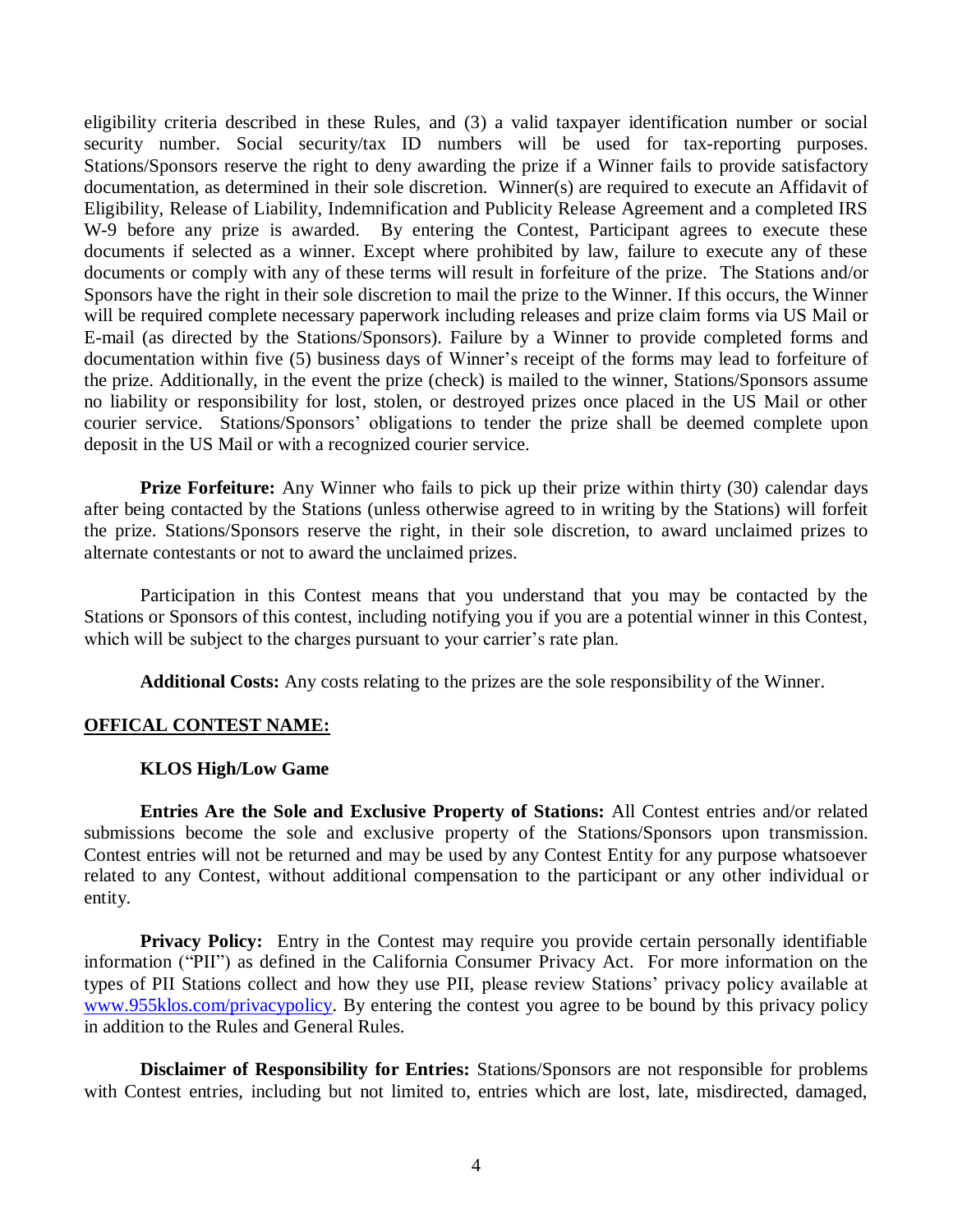eligibility criteria described in these Rules, and (3) a valid taxpayer identification number or social security number. Social security/tax ID numbers will be used for tax-reporting purposes. Stations/Sponsors reserve the right to deny awarding the prize if a Winner fails to provide satisfactory documentation, as determined in their sole discretion. Winner(s) are required to execute an Affidavit of Eligibility, Release of Liability, Indemnification and Publicity Release Agreement and a completed IRS W-9 before any prize is awarded. By entering the Contest, Participant agrees to execute these documents if selected as a winner. Except where prohibited by law, failure to execute any of these documents or comply with any of these terms will result in forfeiture of the prize. The Stations and/or Sponsors have the right in their sole discretion to mail the prize to the Winner. If this occurs, the Winner will be required complete necessary paperwork including releases and prize claim forms via US Mail or E-mail (as directed by the Stations/Sponsors). Failure by a Winner to provide completed forms and documentation within five (5) business days of Winner's receipt of the forms may lead to forfeiture of the prize. Additionally, in the event the prize (check) is mailed to the winner, Stations/Sponsors assume no liability or responsibility for lost, stolen, or destroyed prizes once placed in the US Mail or other courier service. Stations/Sponsors' obligations to tender the prize shall be deemed complete upon deposit in the US Mail or with a recognized courier service.

**Prize Forfeiture:** Any Winner who fails to pick up their prize within thirty (30) calendar days after being contacted by the Stations (unless otherwise agreed to in writing by the Stations) will forfeit the prize. Stations/Sponsors reserve the right, in their sole discretion, to award unclaimed prizes to alternate contestants or not to award the unclaimed prizes.

Participation in this Contest means that you understand that you may be contacted by the Stations or Sponsors of this contest, including notifying you if you are a potential winner in this Contest, which will be subject to the charges pursuant to your carrier's rate plan.

**Additional Costs:** Any costs relating to the prizes are the sole responsibility of the Winner.

**OFFICAL CONTEST NAME:**

**KLOS High/Low Game**

**Entries Are the Sole and Exclusive Property of Stations:** All Contest entries and/or related submissions become the sole and exclusive property of the Stations/Sponsors upon transmission. Contest entries will not be returned and may be used by any Contest Entity for any purpose whatsoever related to any Contest, without additional compensation to the participant or any other individual or entity.

**Privacy Policy:** Entry in the Contest may require you provide certain personally identifiable information ("PII") as defined in the California Consumer Privacy Act. For more information on the types of PII Stations collect and how they use PII, please review Stations' privacy policy available at www.955klos.com/privacypolicy. By entering the contest you agree to be bound by this privacy policy in addition to the Rules and General Rules.

**Disclaimer of Responsibility for Entries:** Stations/Sponsors are not responsible for problems with Contest entries, including but not limited to, entries which are lost, late, misdirected, damaged,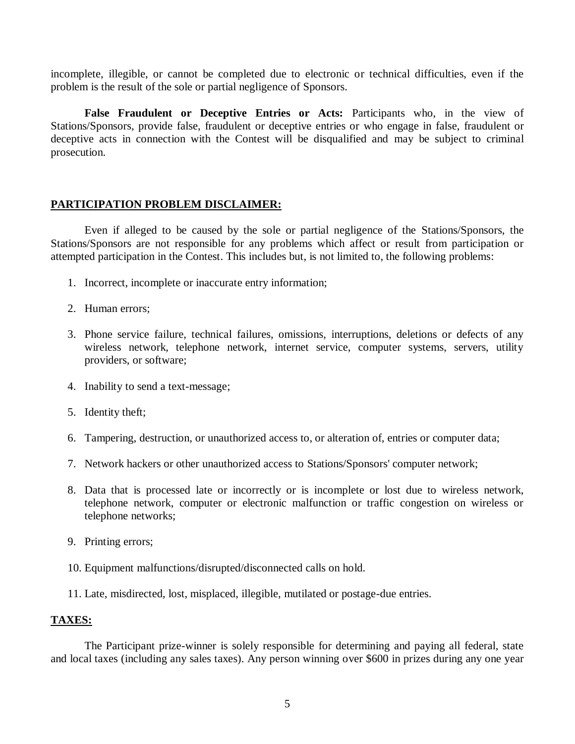incomplete, illegible, or cannot be completed due to electronic or technical difficulties, even if the problem is the result of the sole or partial negligence of Sponsors.

**False Fraudulent or Deceptive Entries or Acts:** Participants who, in the view of Stations/Sponsors, provide false, fraudulent or deceptive entries or who engage in false, fraudulent or deceptive acts in connection with the Contest will be disqualified and may be subject to criminal prosecution.

## PARTICIPATION PROBLEM DISCLAIMER:

Even if alleged to be caused by the sole or partial negligence of the Stations/Sponsors, the Stations/Sponsors are not responsible for any problems which affect or result from participation or attempted participation in the Contest. This includes but, is not limited to, the following problems:

1. Incorrect, incomplete or inaccurate entry information;
2. Human errors;
3. Phone service failure, technical failures, omissions, interruptions, deletions or defects of any wireless network, telephone network, internet service, computer systems, servers, utility providers, or software;
4. Inability to send a text-message;
5. Identity theft;
6. Tampering, destruction, or unauthorized access to, or alteration of, entries or computer data;
7. Network hackers or other unauthorized access to Stations/Sponsors' computer network;
8. Data that is processed late or incorrectly or is incomplete or lost due to wireless network, telephone network, computer or electronic malfunction or traffic congestion on wireless or telephone networks;
9. Printing errors;
10. Equipment malfunctions/disrupted/disconnected calls on hold.
11. Late, misdirected, lost, misplaced, illegible, mutilated or postage-due entries.

## TAXES:

The Participant prize-winner is solely responsible for determining and paying all federal, state and local taxes (including any sales taxes). Any person winning over $600 in prizes during any one year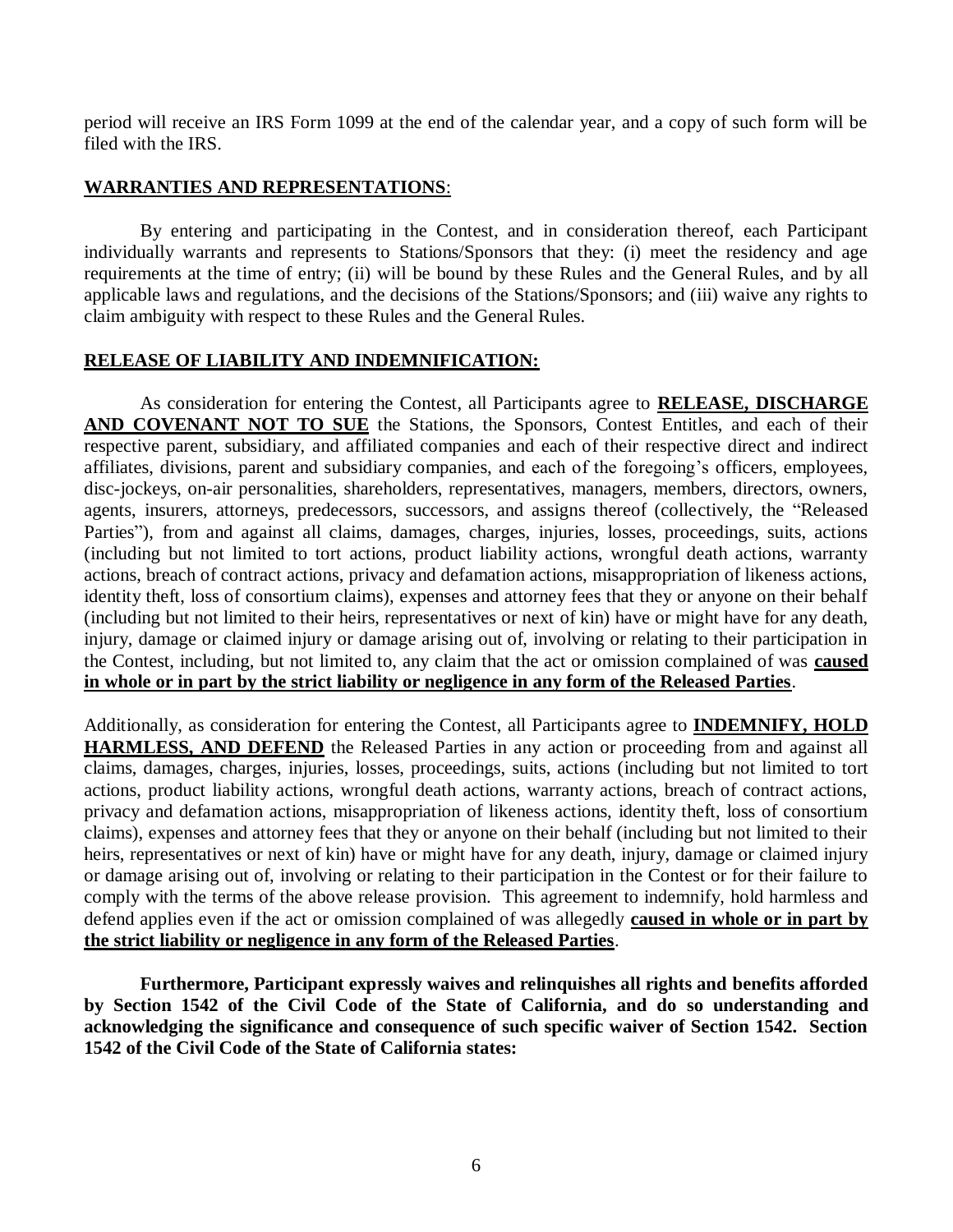period will receive an IRS Form 1099 at the end of the calendar year, and a copy of such form will be filed with the IRS.

**WARRANTIES AND REPRESENTATIONS**:

By entering and participating in the Contest, and in consideration thereof, each Participant individually warrants and represents to Stations/Sponsors that they: (i) meet the residency and age requirements at the time of entry; (ii) will be bound by these Rules and the General Rules, and by all applicable laws and regulations, and the decisions of the Stations/Sponsors; and (iii) waive any rights to claim ambiguity with respect to these Rules and the General Rules.

**RELEASE OF LIABILITY AND INDEMNIFICATION:**

As consideration for entering the Contest, all Participants agree to **RELEASE, DISCHARGE AND COVENANT NOT TO SUE** the Stations, the Sponsors, Contest Entitles, and each of their respective parent, subsidiary, and affiliated companies and each of their respective direct and indirect affiliates, divisions, parent and subsidiary companies, and each of the foregoing's officers, employees, disc-jockeys, on-air personalities, shareholders, representatives, managers, members, directors, owners, agents, insurers, attorneys, predecessors, successors, and assigns thereof (collectively, the "Released Parties"), from and against all claims, damages, charges, injuries, losses, proceedings, suits, actions (including but not limited to tort actions, product liability actions, wrongful death actions, warranty actions, breach of contract actions, privacy and defamation actions, misappropriation of likeness actions, identity theft, loss of consortium claims), expenses and attorney fees that they or anyone on their behalf (including but not limited to their heirs, representatives or next of kin) have or might have for any death, injury, damage or claimed injury or damage arising out of, involving or relating to their participation in the Contest, including, but not limited to, any claim that the act or omission complained of was **caused in whole or in part by the strict liability or negligence in any form of the Released Parties**.

Additionally, as consideration for entering the Contest, all Participants agree to **INDEMNIFY, HOLD HARMLESS, AND DEFEND** the Released Parties in any action or proceeding from and against all claims, damages, charges, injuries, losses, proceedings, suits, actions (including but not limited to tort actions, product liability actions, wrongful death actions, warranty actions, breach of contract actions, privacy and defamation actions, misappropriation of likeness actions, identity theft, loss of consortium claims), expenses and attorney fees that they or anyone on their behalf (including but not limited to their heirs, representatives or next of kin) have or might have for any death, injury, damage or claimed injury or damage arising out of, involving or relating to their participation in the Contest or for their failure to comply with the terms of the above release provision. This agreement to indemnify, hold harmless and defend applies even if the act or omission complained of was allegedly **caused in whole or in part by the strict liability or negligence in any form of the Released Parties**.

**Furthermore, Participant expressly waives and relinquishes all rights and benefits afforded by Section 1542 of the Civil Code of the State of California, and do so understanding and acknowledging the significance and consequence of such specific waiver of Section 1542. Section 1542 of the Civil Code of the State of California states:**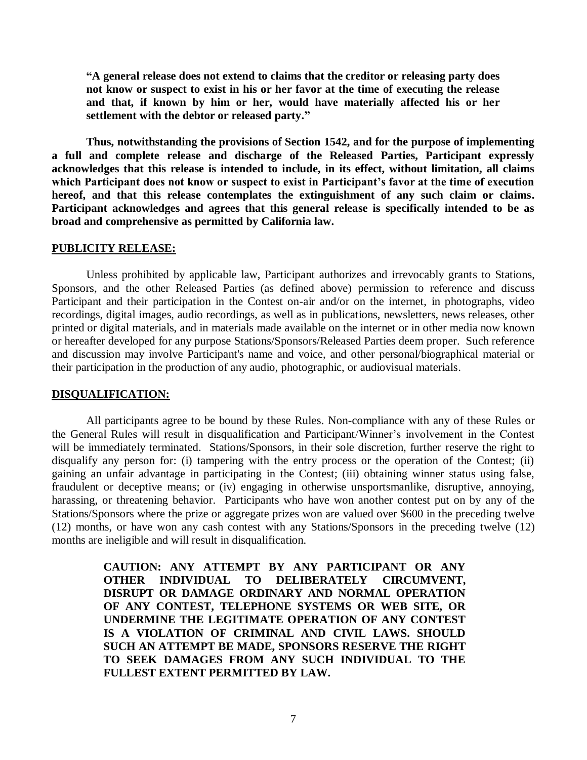> **"A general release does not extend to claims that the creditor or releasing party does not know or suspect to exist in his or her favor at the time of executing the release and that, if known by him or her, would have materially affected his or her settlement with the debtor or released party."**

**Thus, notwithstanding the provisions of Section 1542, and for the purpose of implementing a full and complete release and discharge of the Released Parties, Participant expressly acknowledges that this release is intended to include, in its effect, without limitation, all claims which Participant does not know or suspect to exist in Participant's favor at the time of execution hereof, and that this release contemplates the extinguishment of any such claim or claims. Participant acknowledges and agrees that this general release is specifically intended to be as broad and comprehensive as permitted by California law.**

**PUBLICITY RELEASE:**

Unless prohibited by applicable law, Participant authorizes and irrevocably grants to Stations, Sponsors, and the other Released Parties (as defined above) permission to reference and discuss Participant and their participation in the Contest on-air and/or on the internet, in photographs, video recordings, digital images, audio recordings, as well as in publications, newsletters, news releases, other printed or digital materials, and in materials made available on the internet or in other media now known or hereafter developed for any purpose Stations/Sponsors/Released Parties deem proper. Such reference and discussion may involve Participant's name and voice, and other personal/biographical material or their participation in the production of any audio, photographic, or audiovisual materials.

**DISQUALIFICATION:**

All participants agree to be bound by these Rules. Non-compliance with any of these Rules or the General Rules will result in disqualification and Participant/Winner's involvement in the Contest will be immediately terminated. Stations/Sponsors, in their sole discretion, further reserve the right to disqualify any person for: (i) tampering with the entry process or the operation of the Contest; (ii) gaining an unfair advantage in participating in the Contest; (iii) obtaining winner status using false, fraudulent or deceptive means; or (iv) engaging in otherwise unsportsmanlike, disruptive, annoying, harassing, or threatening behavior. Participants who have won another contest put on by any of the Stations/Sponsors where the prize or aggregate prizes won are valued over $600 in the preceding twelve (12) months, or have won any cash contest with any Stations/Sponsors in the preceding twelve (12) months are ineligible and will result in disqualification.

> **CAUTION: ANY ATTEMPT BY ANY PARTICIPANT OR ANY OTHER INDIVIDUAL TO DELIBERATELY CIRCUMVENT, DISRUPT OR DAMAGE ORDINARY AND NORMAL OPERATION OF ANY CONTEST, TELEPHONE SYSTEMS OR WEB SITE, OR UNDERMINE THE LEGITIMATE OPERATION OF ANY CONTEST IS A VIOLATION OF CRIMINAL AND CIVIL LAWS. SHOULD SUCH AN ATTEMPT BE MADE, SPONSORS RESERVE THE RIGHT TO SEEK DAMAGES FROM ANY SUCH INDIVIDUAL TO THE FULLEST EXTENT PERMITTED BY LAW.**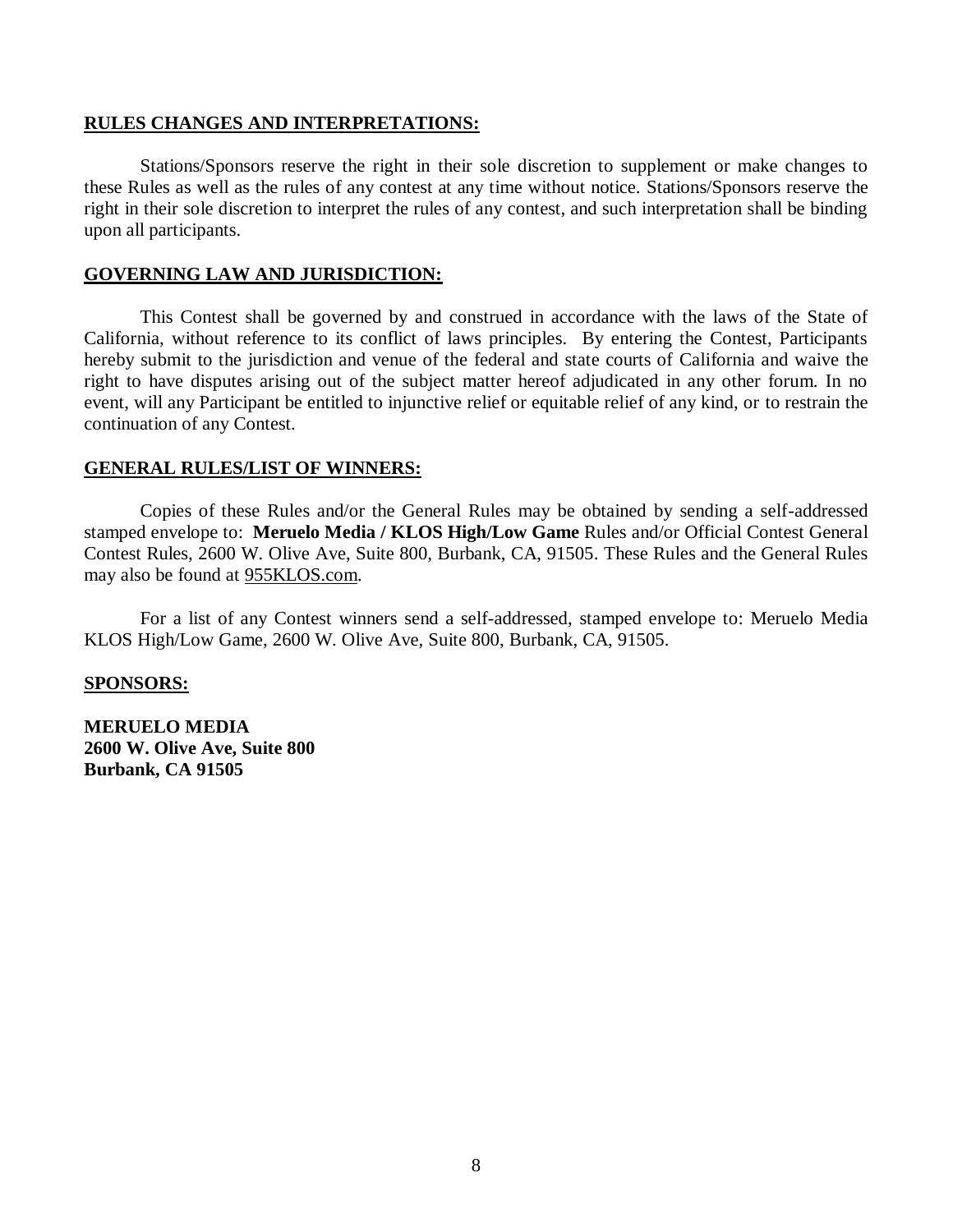**RULES CHANGES AND INTERPRETATIONS:**

Stations/Sponsors reserve the right in their sole discretion to supplement or make changes to these Rules as well as the rules of any contest at any time without notice. Stations/Sponsors reserve the right in their sole discretion to interpret the rules of any contest, and such interpretation shall be binding upon all participants.

**GOVERNING LAW AND JURISDICTION:**

This Contest shall be governed by and construed in accordance with the laws of the State of California, without reference to its conflict of laws principles. By entering the Contest, Participants hereby submit to the jurisdiction and venue of the federal and state courts of California and waive the right to have disputes arising out of the subject matter hereof adjudicated in any other forum. In no event, will any Participant be entitled to injunctive relief or equitable relief of any kind, or to restrain the continuation of any Contest.

**GENERAL RULES/LIST OF WINNERS:**

Copies of these Rules and/or the General Rules may be obtained by sending a self-addressed stamped envelope to: **Meruelo Media / KLOS High/Low Game** Rules and/or Official Contest General Contest Rules, 2600 W. Olive Ave, Suite 800, Burbank, CA, 91505. These Rules and the General Rules may also be found at 955KLOS.com.

For a list of any Contest winners send a self-addressed, stamped envelope to: Meruelo Media KLOS High/Low Game, 2600 W. Olive Ave, Suite 800, Burbank, CA, 91505.

**SPONSORS:**

**MERUELO MEDIA**
**2600 W. Olive Ave, Suite 800**
**Burbank, CA 91505**